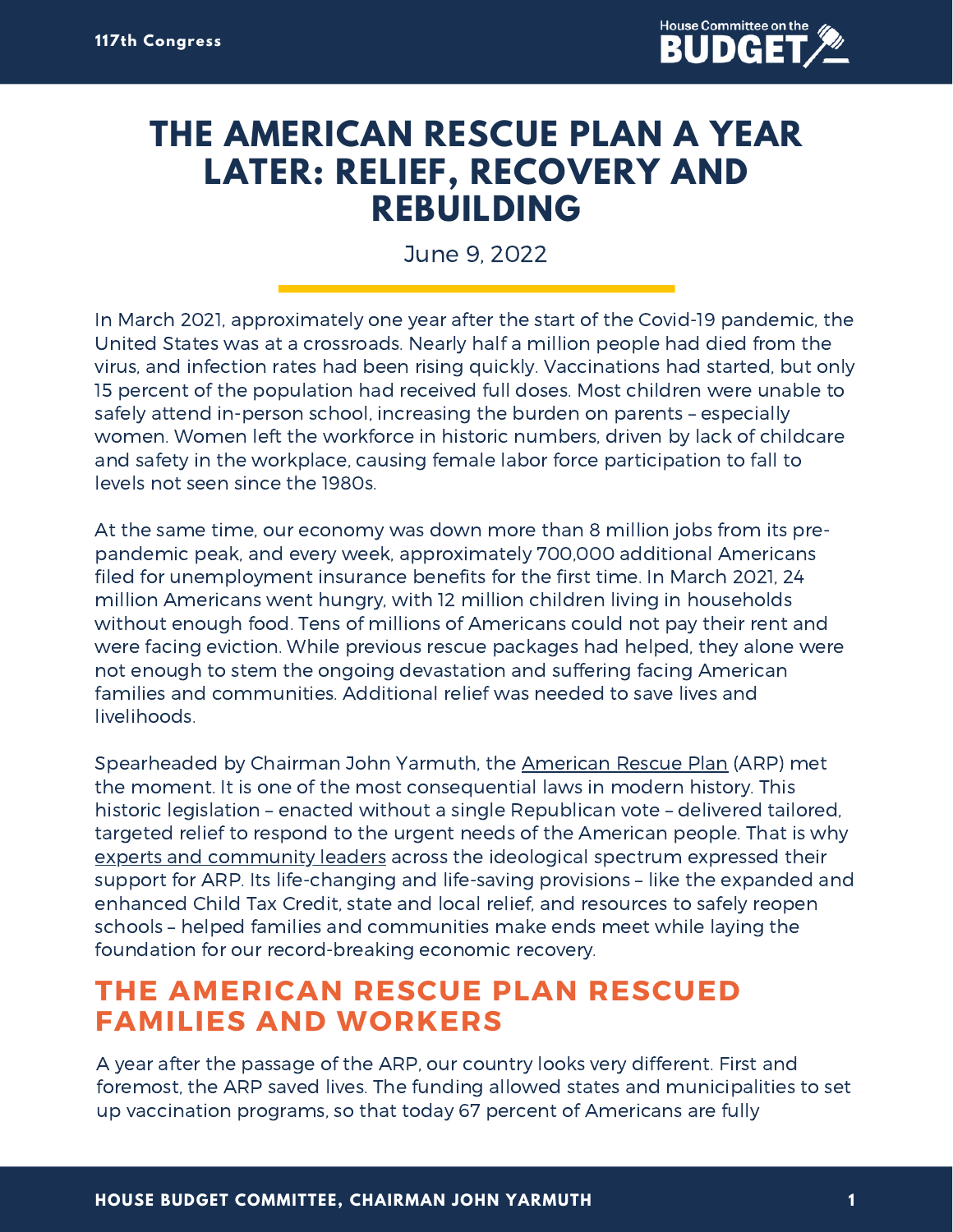# THE AMERICAN RESCUE PLAN A YEAR LATER: RELIEF, RECOVERY AND REBUILDING

June 9, 2022

In March 2021, approximately one year after the start of the Covid-19 pandemic, the United States was at a crossroads. Nearly half a million people had died from the virus, and infection rates had been rising quickly. Vaccinations had started, but only 15 percent of the population had received full doses. Most children were unable to safely attend in-person school, increasing the burden on parents – especially women. Women left the workforce in historic numbers, driven by lack of childcare and safety in the workplace, causing female labor force participation to fall to levels not seen since the 1980s.

At the same time, our economy was down more than 8 million jobs from its pre-pandemic peak, and every week, approximately 700,000 additional Americans filed for unemployment insurance benefits for the first time. In March 2021, 24 million Americans went hungry, with 12 million children living in households without enough food. Tens of millions of Americans could not pay their rent and were facing eviction. While previous rescue packages had helped, they alone were not enough to stem the ongoing devastation and suffering facing American families and communities. Additional relief was needed to save lives and livelihoods.

Spearheaded by Chairman John Yarmuth, the American Rescue Plan (ARP) met the moment. It is one of the most consequential laws in modern history. This historic legislation – enacted without a single Republican vote – delivered tailored, targeted relief to respond to the urgent needs of the American people. That is why experts and community leaders across the ideological spectrum expressed their support for ARP. Its life-changing and life-saving provisions – like the expanded and enhanced Child Tax Credit, state and local relief, and resources to safely reopen schools – helped families and communities make ends meet while laying the foundation for our record-breaking economic recovery.

## THE AMERICAN RESCUE PLAN RESCUED FAMILIES AND WORKERS

A year after the passage of the ARP, our country looks very different. First and foremost, the ARP saved lives. The funding allowed states and municipalities to set up vaccination programs, so that today 67 percent of Americans are fully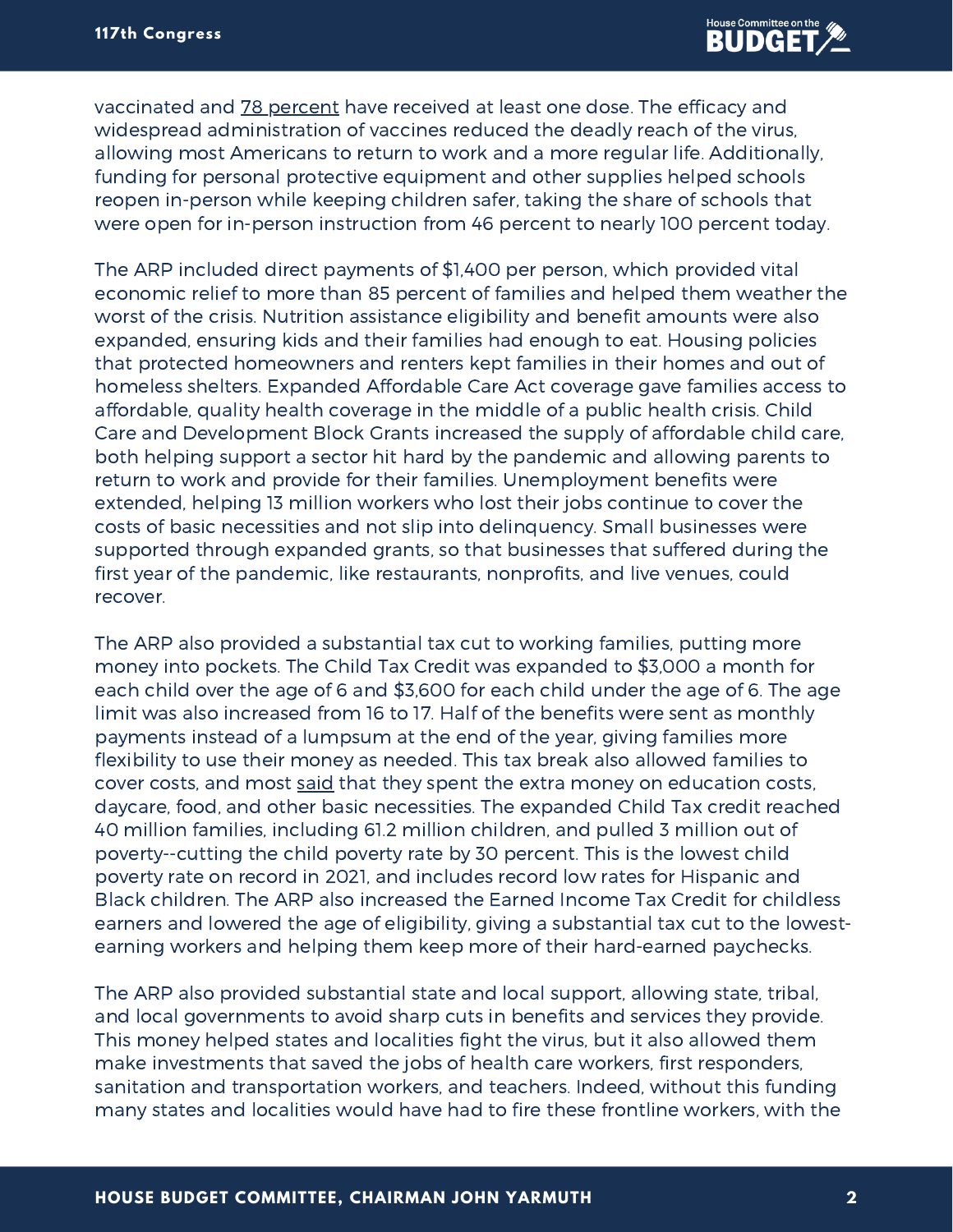vaccinated and 78 percent have received at least one dose. The efficacy and widespread administration of vaccines reduced the deadly reach of the virus, allowing most Americans to return to work and a more regular life. Additionally, funding for personal protective equipment and other supplies helped schools reopen in-person while keeping children safer, taking the share of schools that were open for in-person instruction from 46 percent to nearly 100 percent today.

The ARP included direct payments of $1,400 per person, which provided vital economic relief to more than 85 percent of families and helped them weather the worst of the crisis. Nutrition assistance eligibility and benefit amounts were also expanded, ensuring kids and their families had enough to eat. Housing policies that protected homeowners and renters kept families in their homes and out of homeless shelters. Expanded Affordable Care Act coverage gave families access to affordable, quality health coverage in the middle of a public health crisis. Child Care and Development Block Grants increased the supply of affordable child care, both helping support a sector hit hard by the pandemic and allowing parents to return to work and provide for their families. Unemployment benefits were extended, helping 13 million workers who lost their jobs continue to cover the costs of basic necessities and not slip into delinquency. Small businesses were supported through expanded grants, so that businesses that suffered during the first year of the pandemic, like restaurants, nonprofits, and live venues, could recover.

The ARP also provided a substantial tax cut to working families, putting more money into pockets. The Child Tax Credit was expanded to $3,000 a month for each child over the age of 6 and $3,600 for each child under the age of 6. The age limit was also increased from 16 to 17. Half of the benefits were sent as monthly payments instead of a lumpsum at the end of the year, giving families more flexibility to use their money as needed. This tax break also allowed families to cover costs, and most said that they spent the extra money on education costs, daycare, food, and other basic necessities. The expanded Child Tax credit reached 40 million families, including 61.2 million children, and pulled 3 million out of poverty--cutting the child poverty rate by 30 percent. This is the lowest child poverty rate on record in 2021, and includes record low rates for Hispanic and Black children. The ARP also increased the Earned Income Tax Credit for childless earners and lowered the age of eligibility, giving a substantial tax cut to the lowest-earning workers and helping them keep more of their hard-earned paychecks.

The ARP also provided substantial state and local support, allowing state, tribal, and local governments to avoid sharp cuts in benefits and services they provide. This money helped states and localities fight the virus, but it also allowed them make investments that saved the jobs of health care workers, first responders, sanitation and transportation workers, and teachers. Indeed, without this funding many states and localities would have had to fire these frontline workers, with the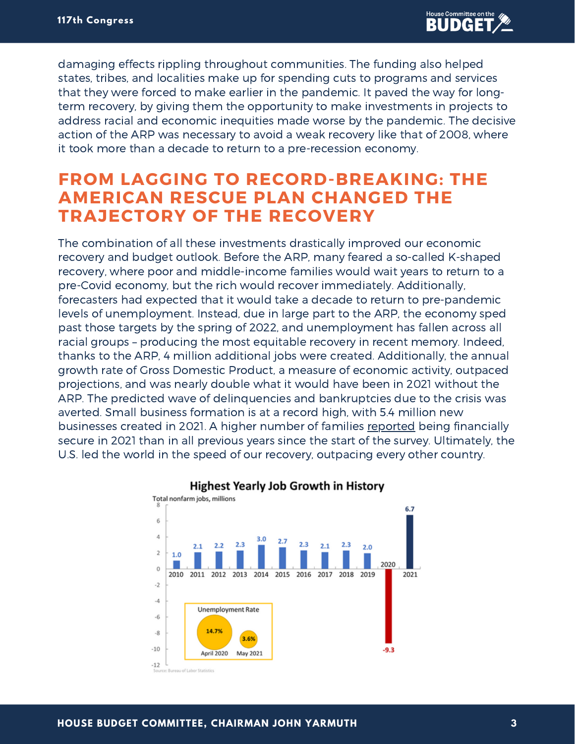damaging effects rippling throughout communities. The funding also helped states, tribes, and localities make up for spending cuts to programs and services that they were forced to make earlier in the pandemic. It paved the way for long-term recovery, by giving them the opportunity to make investments in projects to address racial and economic inequities made worse by the pandemic. The decisive action of the ARP was necessary to avoid a weak recovery like that of 2008, where it took more than a decade to return to a pre-recession economy.

## FROM LAGGING TO RECORD-BREAKING: THE AMERICAN RESCUE PLAN CHANGED THE TRAJECTORY OF THE RECOVERY

The combination of all these investments drastically improved our economic recovery and budget outlook. Before the ARP, many feared a so-called K-shaped recovery, where poor and middle-income families would wait years to return to a pre-Covid economy, but the rich would recover immediately. Additionally, forecasters had expected that it would take a decade to return to pre-pandemic levels of unemployment. Instead, due in large part to the ARP, the economy sped past those targets by the spring of 2022, and unemployment has fallen across all racial groups – producing the most equitable recovery in recent memory. Indeed, thanks to the ARP, 4 million additional jobs were created. Additionally, the annual growth rate of Gross Domestic Product, a measure of economic activity, outpaced projections, and was nearly double what it would have been in 2021 without the ARP. The predicted wave of delinquencies and bankruptcies due to the crisis was averted. Small business formation is at a record high, with 5.4 million new businesses created in 2021. A higher number of families reported being financially secure in 2021 than in all previous years since the start of the survey. Ultimately, the U.S. led the world in the speed of our recovery, outpacing every other country.

**Highest Yearly Job Growth in History**

Total nonfarm jobs, millions

| Year | Jobs (millions) |
|---|---|
| 2010 | 1.0 |
| 2011 | 2.1 |
| 2012 | 2.2 |
| 2013 | 2.3 |
| 2014 | 3.0 |
| 2015 | 2.7 |
| 2016 | 2.3 |
| 2017 | 2.1 |
| 2018 | 2.3 |
| 2019 | 2.0 |
| 2020 | -9.3 |
| 2021 | 6.7 |

Unemployment Rate: April 2020 – 14.7%; May 2021 – 3.6%

Source: Bureau of Labor Statistics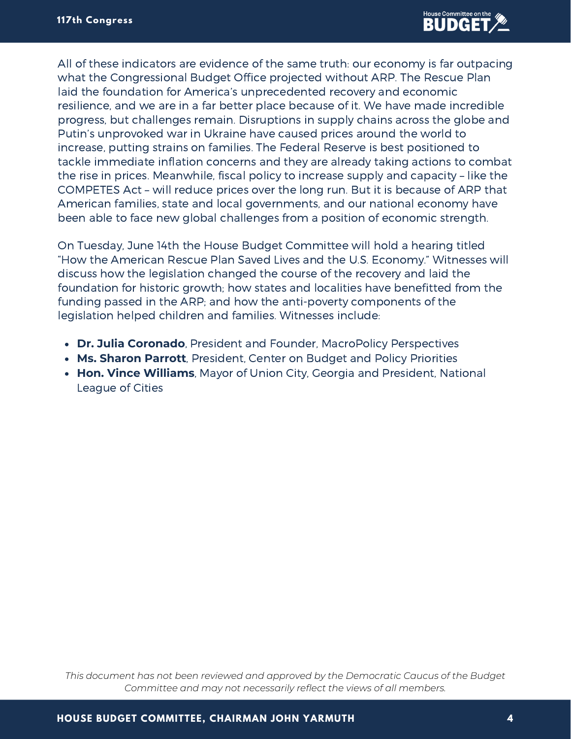All of these indicators are evidence of the same truth: our economy is far outpacing what the Congressional Budget Office projected without ARP. The Rescue Plan laid the foundation for America's unprecedented recovery and economic resilience, and we are in a far better place because of it. We have made incredible progress, but challenges remain. Disruptions in supply chains across the globe and Putin's unprovoked war in Ukraine have caused prices around the world to increase, putting strains on families. The Federal Reserve is best positioned to tackle immediate inflation concerns and they are already taking actions to combat the rise in prices. Meanwhile, fiscal policy to increase supply and capacity – like the COMPETES Act – will reduce prices over the long run. But it is because of ARP that American families, state and local governments, and our national economy have been able to face new global challenges from a position of economic strength.

On Tuesday, June 14th the House Budget Committee will hold a hearing titled "How the American Rescue Plan Saved Lives and the U.S. Economy." Witnesses will discuss how the legislation changed the course of the recovery and laid the foundation for historic growth; how states and localities have benefitted from the funding passed in the ARP; and how the anti-poverty components of the legislation helped children and families. Witnesses include:

- **Dr. Julia Coronado**, President and Founder, MacroPolicy Perspectives
- **Ms. Sharon Parrott**, President, Center on Budget and Policy Priorities
- **Hon. Vince Williams**, Mayor of Union City, Georgia and President, National League of Cities

*This document has not been reviewed and approved by the Democratic Caucus of the Budget Committee and may not necessarily reflect the views of all members.*